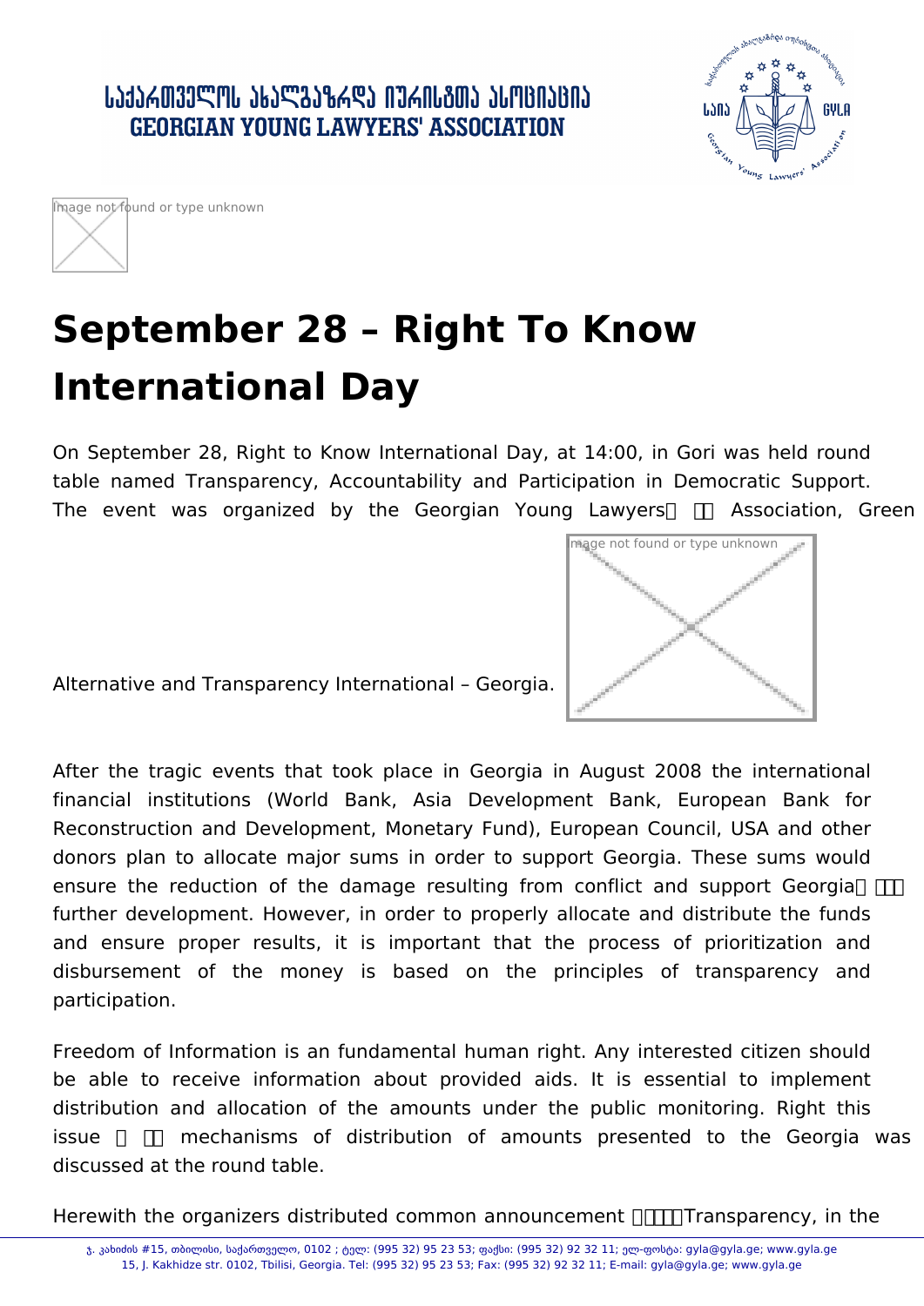# September 28 – Right To Know International Day

On September 28, Right to Know International Day, at 14:00, in Gori was held round table named Transparency, Accountability and Participation in Democratic Support. The event was organized by the Georgian Young Lawyers Association, Green Alternative and Transparency International – Georgia.

After the tragic events that took place in Georgia in August 2008 the international financial institutions (World Bank, Asia Development Bank, European Bank for Reconstruction and Development, Monetary Fund), European Council, USA and other donors plan to allocate major sums in order to support Georgia. These sums would ensure the reduction of the damage resulting from conflict and support Georgia further development. However, in order to properly allocate and distribute the funds and ensure proper results, it is important that the process of prioritization and disbursement of the money is based on the principles of transparency and participation.

Freedom of Information is an fundamental human right. Any interested citizen should be able to receive information about provided aids. It is essential to implement distribution and allocation of the amounts under the public monitoring. Right this issue mechanisms of distribution of amounts presented to the Georgia was discussed at the round table.

Herewith the organizers distributed common announcement Transparency, in the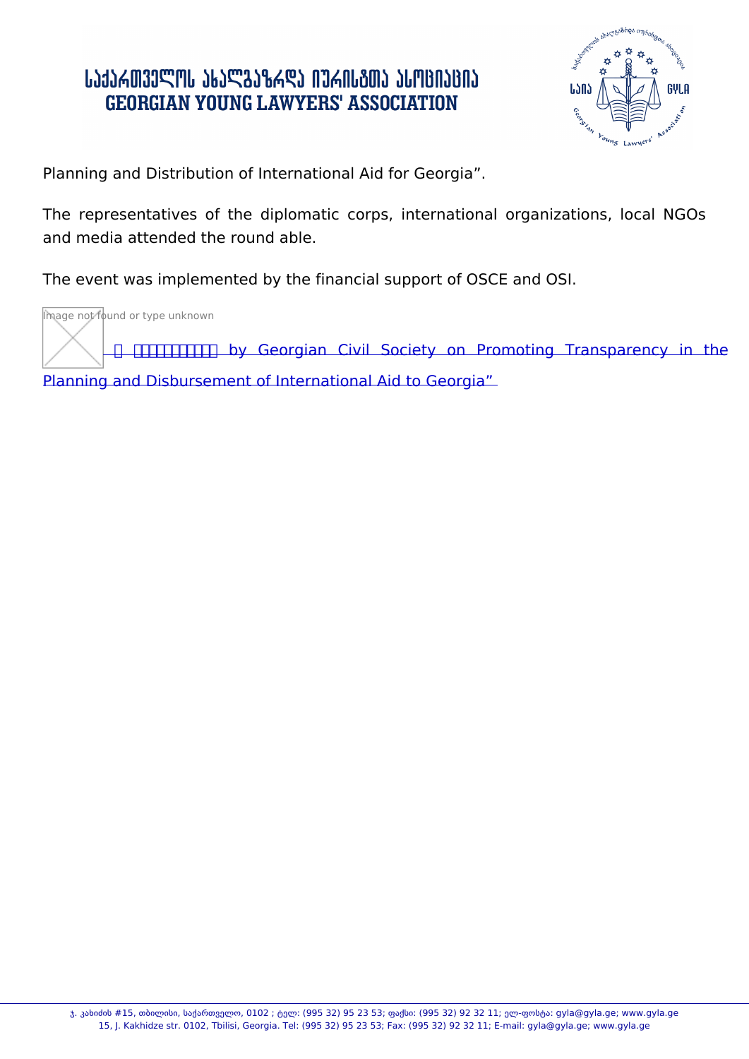Planning and Distribution of International Aid for Georgia”.

The representatives of the diplomatic corps, international organizations, local NGOs and media attended the round able.

The event was implemented by the financial support of OSCE and OSI.

Image not found or type unknown

“ □□□□□□□□□□ by Georgian Civil Society on Promoting Transparency in the Planning and Disbursement of International Aid to Georgia”